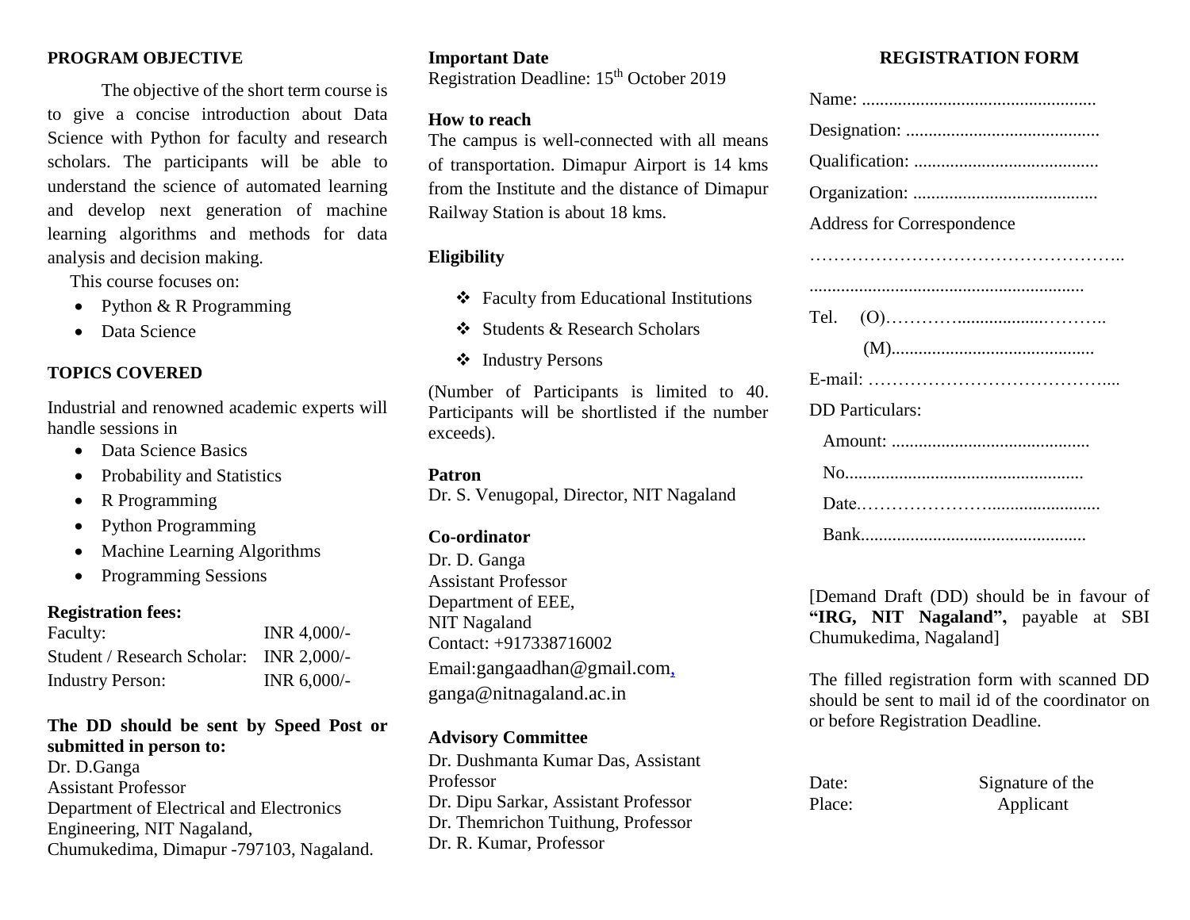## PROGRAM OBJECTIVE

The objective of the short term course is to give a concise introduction about Data Science with Python for faculty and research scholars. The participants will be able to understand the science of automated learning and develop next generation of machine learning algorithms and methods for data analysis and decision making.

This course focuses on:

- Python & R Programming
- Data Science

## TOPICS COVERED

Industrial and renowned academic experts will handle sessions in

- Data Science Basics
- Probability and Statistics
- R Programming
- Python Programming
- Machine Learning Algorithms
- Programming Sessions

**Registration fees:**

| | |
|---|---|
| Faculty: | INR 4,000/- |
| Student / Research Scholar: | INR 2,000/- |
| Industry Person: | INR 6,000/- |

**The DD should be sent by Speed Post or submitted in person to:**

Dr. D.Ganga
Assistant Professor
Department of Electrical and Electronics Engineering, NIT Nagaland,
Chumukedima, Dimapur -797103, Nagaland.

**Important Date**

Registration Deadline: 15th October 2019

**How to reach**

The campus is well-connected with all means of transportation. Dimapur Airport is 14 kms from the Institute and the distance of Dimapur Railway Station is about 18 kms.

**Eligibility**

- Faculty from Educational Institutions
- Students & Research Scholars
- Industry Persons

(Number of Participants is limited to 40. Participants will be shortlisted if the number exceeds).

**Patron**

Dr. S. Venugopal, Director, NIT Nagaland

**Co-ordinator**

Dr. D. Ganga
Assistant Professor
Department of EEE,
NIT Nagaland
Contact: +917338716002
Email:gangaadhan@gmail.com,
ganga@nitnagaland.ac.in

**Advisory Committee**

Dr. Dushmanta Kumar Das, Assistant Professor
Dr. Dipu Sarkar, Assistant Professor
Dr. Themrichon Tuithung, Professor
Dr. R. Kumar, Professor

## REGISTRATION FORM

Name: ....................................................

Designation: ...........................................

Qualification: .........................................

Organization: .........................................

Address for Correspondence

……………………………………………..

.............................................................

Tel. (O)…………...................………..

(M).............................................

E-mail: …………………………………....

DD Particulars:

Amount: ............................................

No.....................................................

Date.……………………........................

Bank..................................................

[Demand Draft (DD) should be in favour of **"IRG, NIT Nagaland",** payable at SBI Chumukedima, Nagaland]

The filled registration form with scanned DD should be sent to mail id of the coordinator on or before Registration Deadline.

Date: Signature of the Applicant

Place: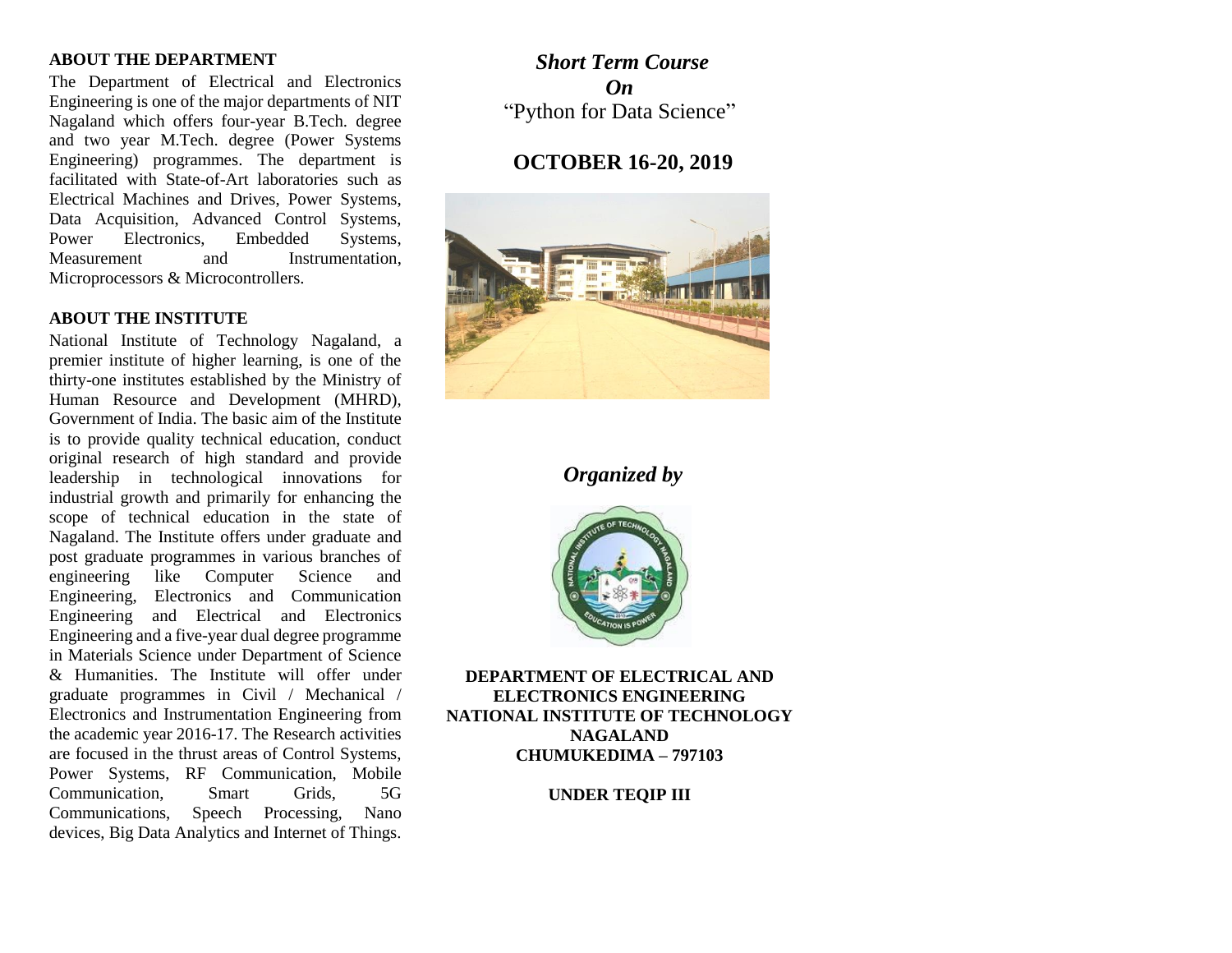## ABOUT THE DEPARTMENT

The Department of Electrical and Electronics Engineering is one of the major departments of NIT Nagaland which offers four-year B.Tech. degree and two year M.Tech. degree (Power Systems Engineering) programmes. The department is facilitated with State-of-Art laboratories such as Electrical Machines and Drives, Power Systems, Data Acquisition, Advanced Control Systems, Power Electronics, Embedded Systems, Measurement and Instrumentation, Microprocessors & Microcontrollers.

## ABOUT THE INSTITUTE

National Institute of Technology Nagaland, a premier institute of higher learning, is one of the thirty-one institutes established by the Ministry of Human Resource and Development (MHRD), Government of India. The basic aim of the Institute is to provide quality technical education, conduct original research of high standard and provide leadership in technological innovations for industrial growth and primarily for enhancing the scope of technical education in the state of Nagaland. The Institute offers under graduate and post graduate programmes in various branches of engineering like Computer Science and Engineering, Electronics and Communication Engineering and Electrical and Electronics Engineering and a five-year dual degree programme in Materials Science under Department of Science & Humanities. The Institute will offer under graduate programmes in Civil / Mechanical / Electronics and Instrumentation Engineering from the academic year 2016-17. The Research activities are focused in the thrust areas of Control Systems, Power Systems, RF Communication, Mobile Communication, Smart Grids, 5G Communications, Speech Processing, Nano devices, Big Data Analytics and Internet of Things.

***Short Term Course***

***On***

"Python for Data Science"

## OCTOBER 16-20, 2019

***Organized by***

**DEPARTMENT OF ELECTRICAL AND ELECTRONICS ENGINEERING**
**NATIONAL INSTITUTE OF TECHNOLOGY NAGALAND**
**CHUMUKEDIMA – 797103**

**UNDER TEQIP III**